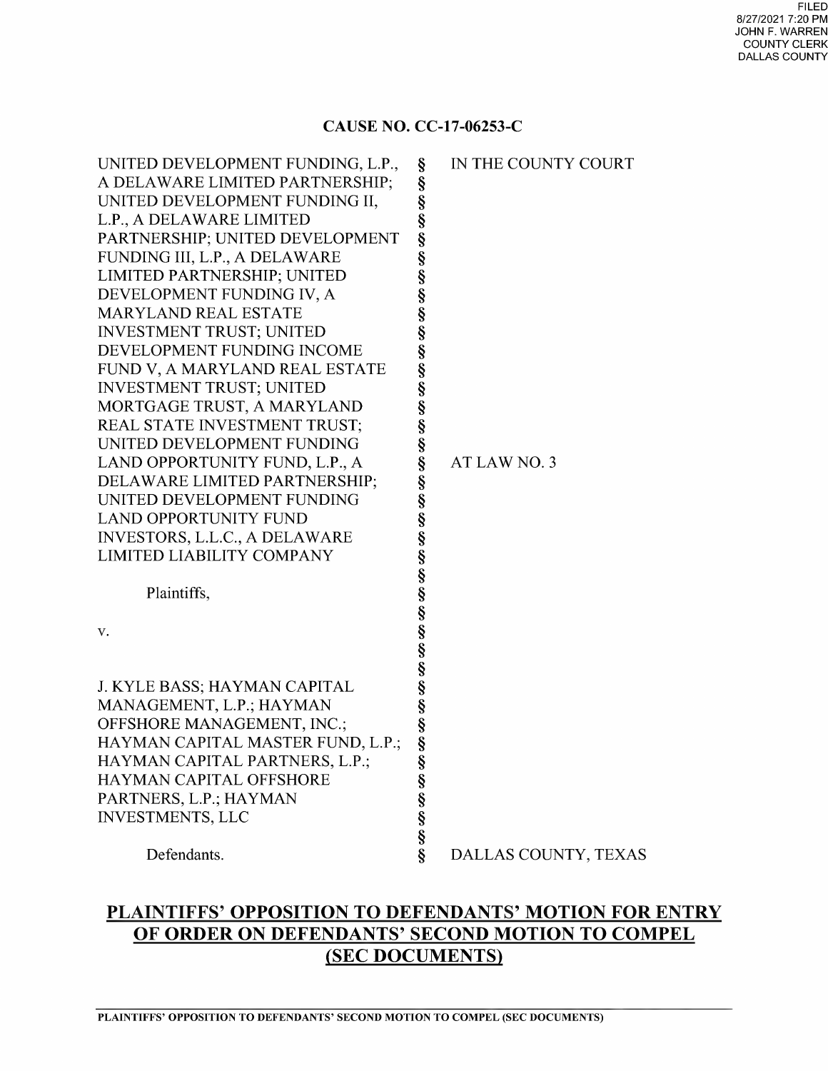FILED
8/27/2021 7:20 PM
JOHN F. WARREN
COUNTY CLERK
DALLAS COUNTY

**CAUSE NO. CC-17-06253-C**

| | | |
|---|---|---|
| UNITED DEVELOPMENT FUNDING, L.P., A DELAWARE LIMITED PARTNERSHIP; UNITED DEVELOPMENT FUNDING II, L.P., A DELAWARE LIMITED PARTNERSHIP; UNITED DEVELOPMENT FUNDING III, L.P., A DELAWARE LIMITED PARTNERSHIP; UNITED DEVELOPMENT FUNDING IV, A MARYLAND REAL ESTATE INVESTMENT TRUST; UNITED DEVELOPMENT FUNDING INCOME FUND V, A MARYLAND REAL ESTATE INVESTMENT TRUST; UNITED MORTGAGE TRUST, A MARYLAND REAL STATE INVESTMENT TRUST; UNITED DEVELOPMENT FUNDING LAND OPPORTUNITY FUND, L.P., A DELAWARE LIMITED PARTNERSHIP; UNITED DEVELOPMENT FUNDING LAND OPPORTUNITY FUND INVESTORS, L.L.C., A DELAWARE LIMITED LIABILITY COMPANY | § | IN THE COUNTY COURT |
| Plaintiffs, | § | AT LAW NO. 3 |
| v. | § | |
| J. KYLE BASS; HAYMAN CAPITAL MANAGEMENT, L.P.; HAYMAN OFFSHORE MANAGEMENT, INC.; HAYMAN CAPITAL MASTER FUND, L.P.; HAYMAN CAPITAL PARTNERS, L.P.; HAYMAN CAPITAL OFFSHORE PARTNERS, L.P.; HAYMAN INVESTMENTS, LLC | § | |
| Defendants. | § | DALLAS COUNTY, TEXAS |

## PLAINTIFFS' OPPOSITION TO DEFENDANTS' MOTION FOR ENTRY OF ORDER ON DEFENDANTS' SECOND MOTION TO COMPEL (SEC DOCUMENTS)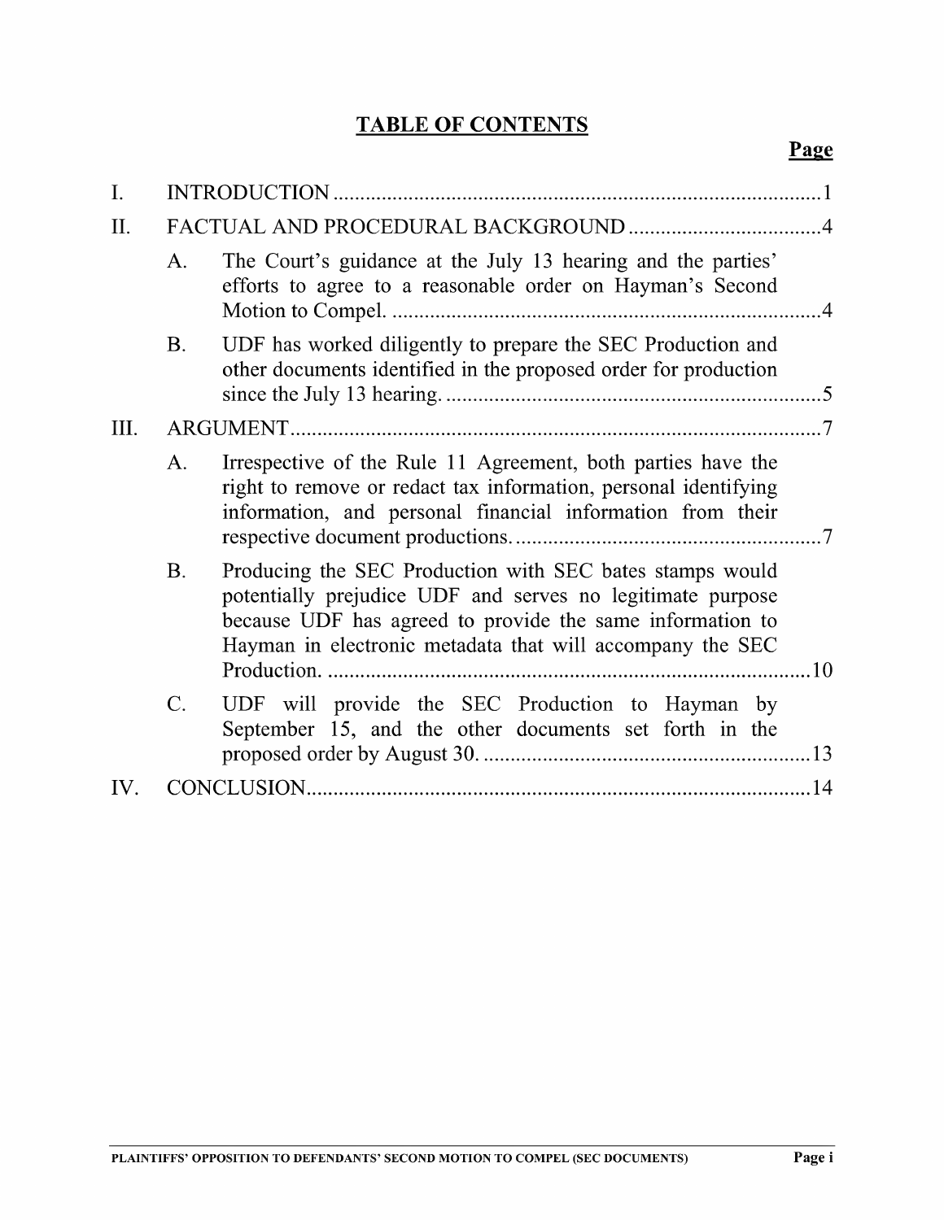# TABLE OF CONTENTS

| | | Page |
|---|---|---|
| I. | INTRODUCTION | 1 |
| II. | FACTUAL AND PROCEDURAL BACKGROUND | 4 |
| | A. The Court's guidance at the July 13 hearing and the parties' efforts to agree to a reasonable order on Hayman's Second Motion to Compel. | 4 |
| | B. UDF has worked diligently to prepare the SEC Production and other documents identified in the proposed order for production since the July 13 hearing. | 5 |
| III. | ARGUMENT | 7 |
| | A. Irrespective of the Rule 11 Agreement, both parties have the right to remove or redact tax information, personal identifying information, and personal financial information from their respective document productions. | 7 |
| | B. Producing the SEC Production with SEC bates stamps would potentially prejudice UDF and serves no legitimate purpose because UDF has agreed to provide the same information to Hayman in electronic metadata that will accompany the SEC Production. | 10 |
| | C. UDF will provide the SEC Production to Hayman by September 15, and the other documents set forth in the proposed order by August 30. | 13 |
| IV. | CONCLUSION | 14 |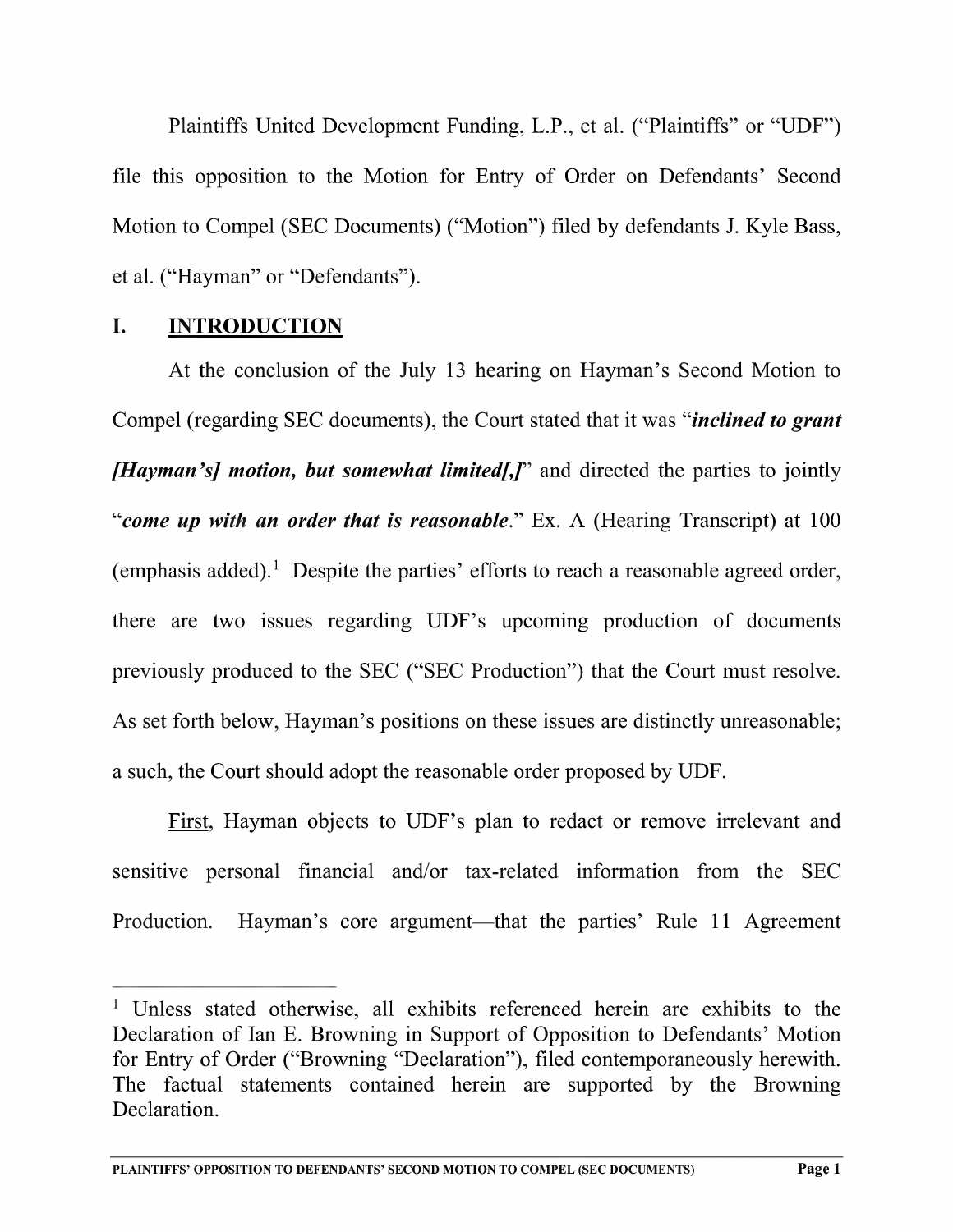Plaintiffs United Development Funding, L.P., et al. ("Plaintiffs" or "UDF") file this opposition to the Motion for Entry of Order on Defendants' Second Motion to Compel (SEC Documents) ("Motion") filed by defendants J. Kyle Bass, et al. ("Hayman" or "Defendants").

## I. INTRODUCTION

At the conclusion of the July 13 hearing on Hayman's Second Motion to Compel (regarding SEC documents), the Court stated that it was "***inclined to grant [Hayman's] motion, but somewhat limited[,]***" and directed the parties to jointly "***come up with an order that is reasonable***." Ex. A (Hearing Transcript) at 100 (emphasis added).[1] Despite the parties' efforts to reach a reasonable agreed order, there are two issues regarding UDF's upcoming production of documents previously produced to the SEC ("SEC Production") that the Court must resolve. As set forth below, Hayman's positions on these issues are distinctly unreasonable; a such, the Court should adopt the reasonable order proposed by UDF.

First, Hayman objects to UDF's plan to redact or remove irrelevant and sensitive personal financial and/or tax-related information from the SEC Production. Hayman's core argument—that the parties' Rule 11 Agreement

[1] Unless stated otherwise, all exhibits referenced herein are exhibits to the Declaration of Ian E. Browning in Support of Opposition to Defendants' Motion for Entry of Order ("Browning "Declaration"), filed contemporaneously herewith. The factual statements contained herein are supported by the Browning Declaration.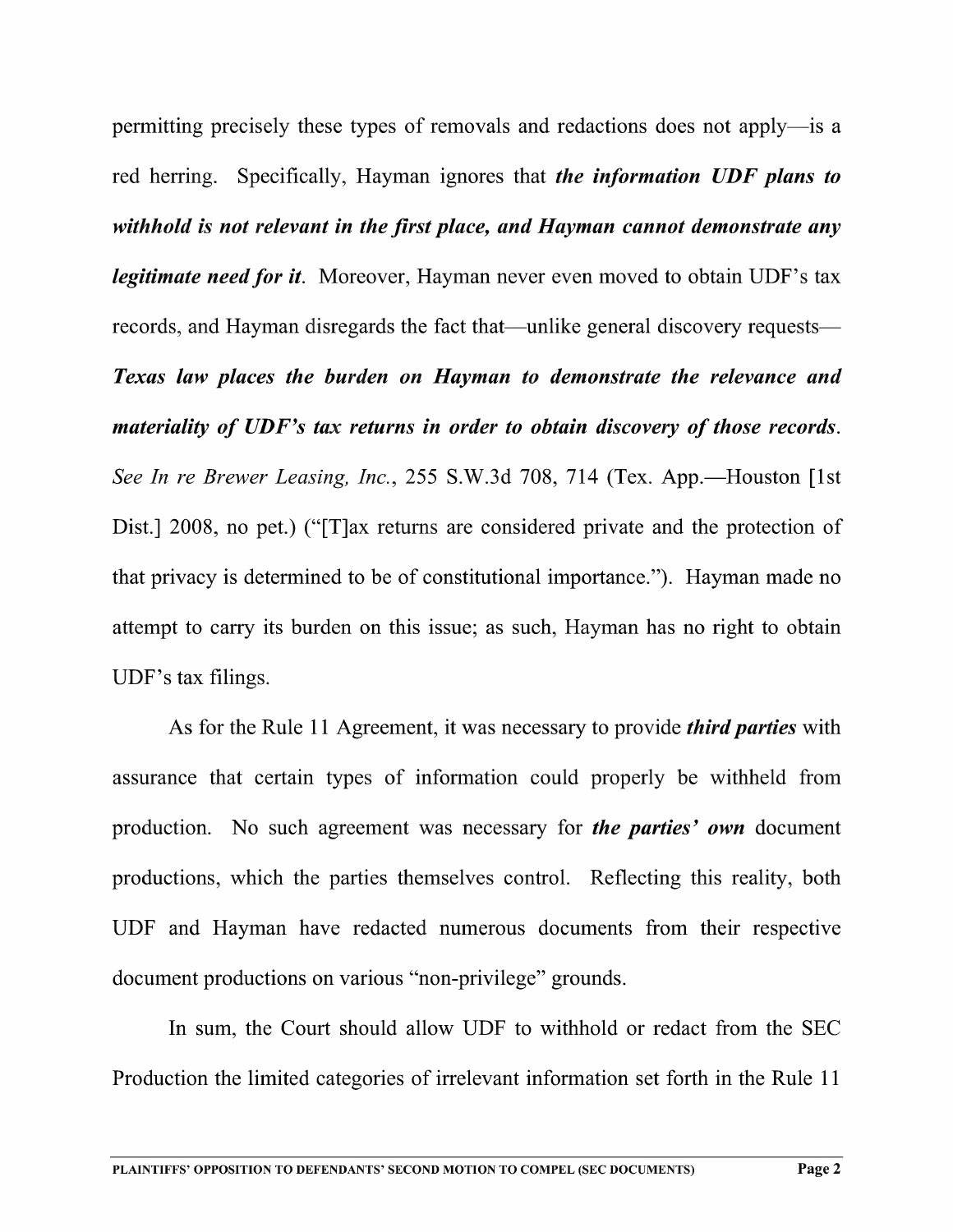permitting precisely these types of removals and redactions does not apply—is a red herring. Specifically, Hayman ignores that ***the information UDF plans to withhold is not relevant in the first place, and Hayman cannot demonstrate any legitimate need for it***. Moreover, Hayman never even moved to obtain UDF's tax records, and Hayman disregards the fact that—unlike general discovery requests—***Texas law places the burden on Hayman to demonstrate the relevance and materiality of UDF's tax returns in order to obtain discovery of those records***. *See In re Brewer Leasing, Inc.*, 255 S.W.3d 708, 714 (Tex. App.—Houston [1st Dist.] 2008, no pet.) ("[T]ax returns are considered private and the protection of that privacy is determined to be of constitutional importance."). Hayman made no attempt to carry its burden on this issue; as such, Hayman has no right to obtain UDF's tax filings.

As for the Rule 11 Agreement, it was necessary to provide ***third parties*** with assurance that certain types of information could properly be withheld from production. No such agreement was necessary for ***the parties' own*** document productions, which the parties themselves control. Reflecting this reality, both UDF and Hayman have redacted numerous documents from their respective document productions on various "non-privilege" grounds.

In sum, the Court should allow UDF to withhold or redact from the SEC Production the limited categories of irrelevant information set forth in the Rule 11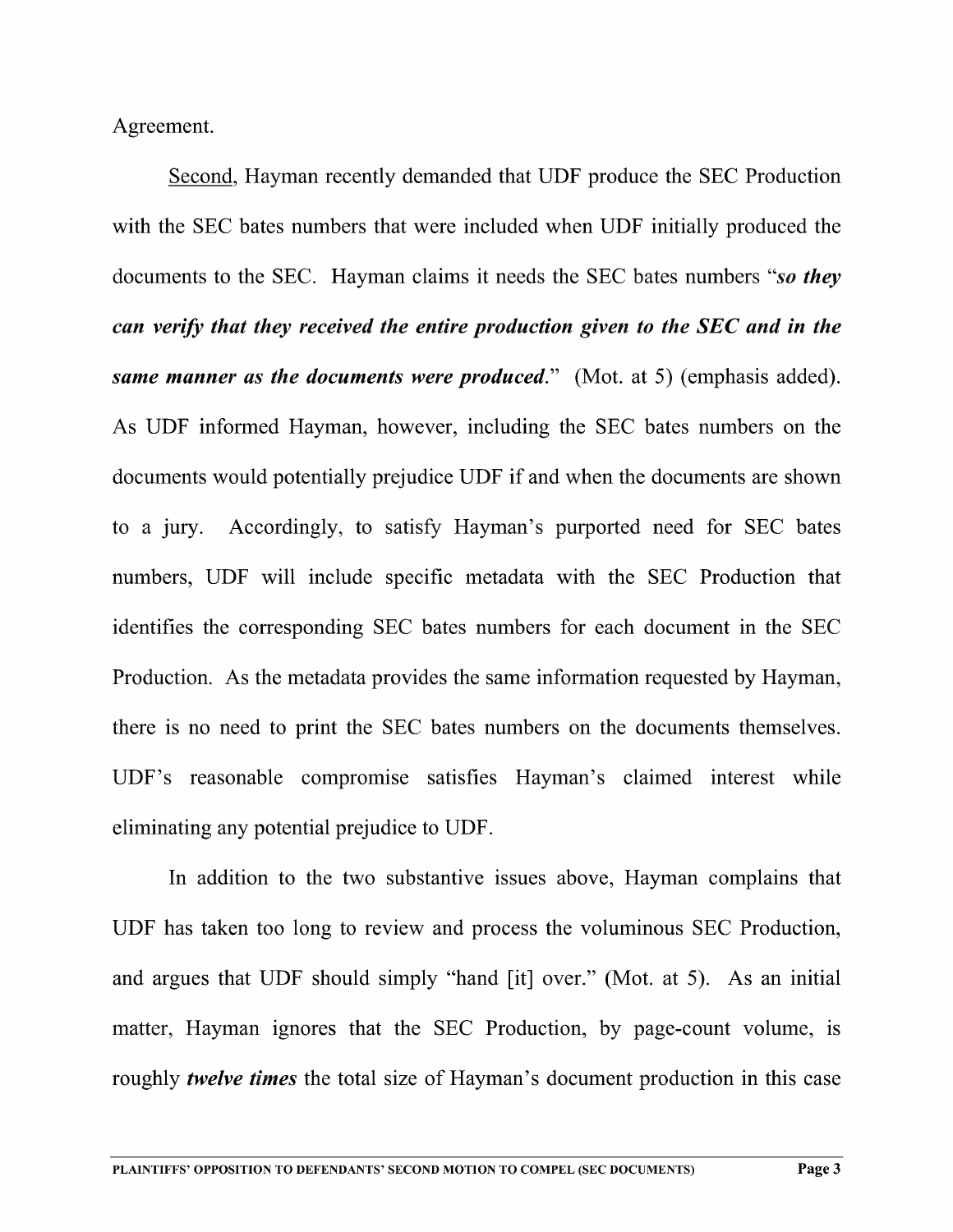Agreement.

<u>Second</u>, Hayman recently demanded that UDF produce the SEC Production with the SEC bates numbers that were included when UDF initially produced the documents to the SEC. Hayman claims it needs the SEC bates numbers "***so they can verify that they received the entire production given to the SEC and in the same manner as the documents were produced***." (Mot. at 5) (emphasis added). As UDF informed Hayman, however, including the SEC bates numbers on the documents would potentially prejudice UDF if and when the documents are shown to a jury. Accordingly, to satisfy Hayman's purported need for SEC bates numbers, UDF will include specific metadata with the SEC Production that identifies the corresponding SEC bates numbers for each document in the SEC Production. As the metadata provides the same information requested by Hayman, there is no need to print the SEC bates numbers on the documents themselves. UDF's reasonable compromise satisfies Hayman's claimed interest while eliminating any potential prejudice to UDF.

In addition to the two substantive issues above, Hayman complains that UDF has taken too long to review and process the voluminous SEC Production, and argues that UDF should simply "hand [it] over." (Mot. at 5). As an initial matter, Hayman ignores that the SEC Production, by page-count volume, is roughly ***twelve times*** the total size of Hayman's document production in this case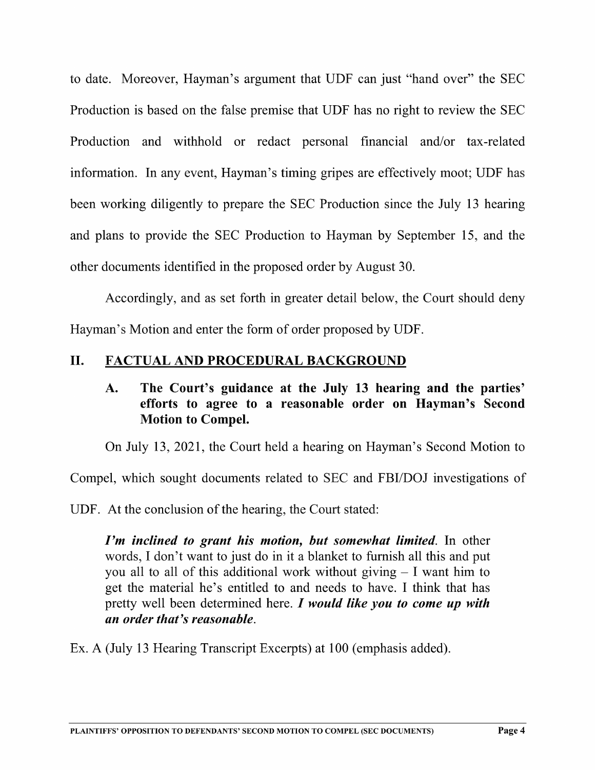to date. Moreover, Hayman's argument that UDF can just "hand over" the SEC Production is based on the false premise that UDF has no right to review the SEC Production and withhold or redact personal financial and/or tax-related information. In any event, Hayman's timing gripes are effectively moot; UDF has been working diligently to prepare the SEC Production since the July 13 hearing and plans to provide the SEC Production to Hayman by September 15, and the other documents identified in the proposed order by August 30.

Accordingly, and as set forth in greater detail below, the Court should deny Hayman's Motion and enter the form of order proposed by UDF.

## II. FACTUAL AND PROCEDURAL BACKGROUND

### A. The Court's guidance at the July 13 hearing and the parties' efforts to agree to a reasonable order on Hayman's Second Motion to Compel.

On July 13, 2021, the Court held a hearing on Hayman's Second Motion to Compel, which sought documents related to SEC and FBI/DOJ investigations of UDF. At the conclusion of the hearing, the Court stated:

> ***I'm inclined to grant his motion, but somewhat limited.*** In other words, I don't want to just do in it a blanket to furnish all this and put you all to all of this additional work without giving – I want him to get the material he's entitled to and needs to have. I think that has pretty well been determined here. ***I would like you to come up with an order that's reasonable.***

Ex. A (July 13 Hearing Transcript Excerpts) at 100 (emphasis added).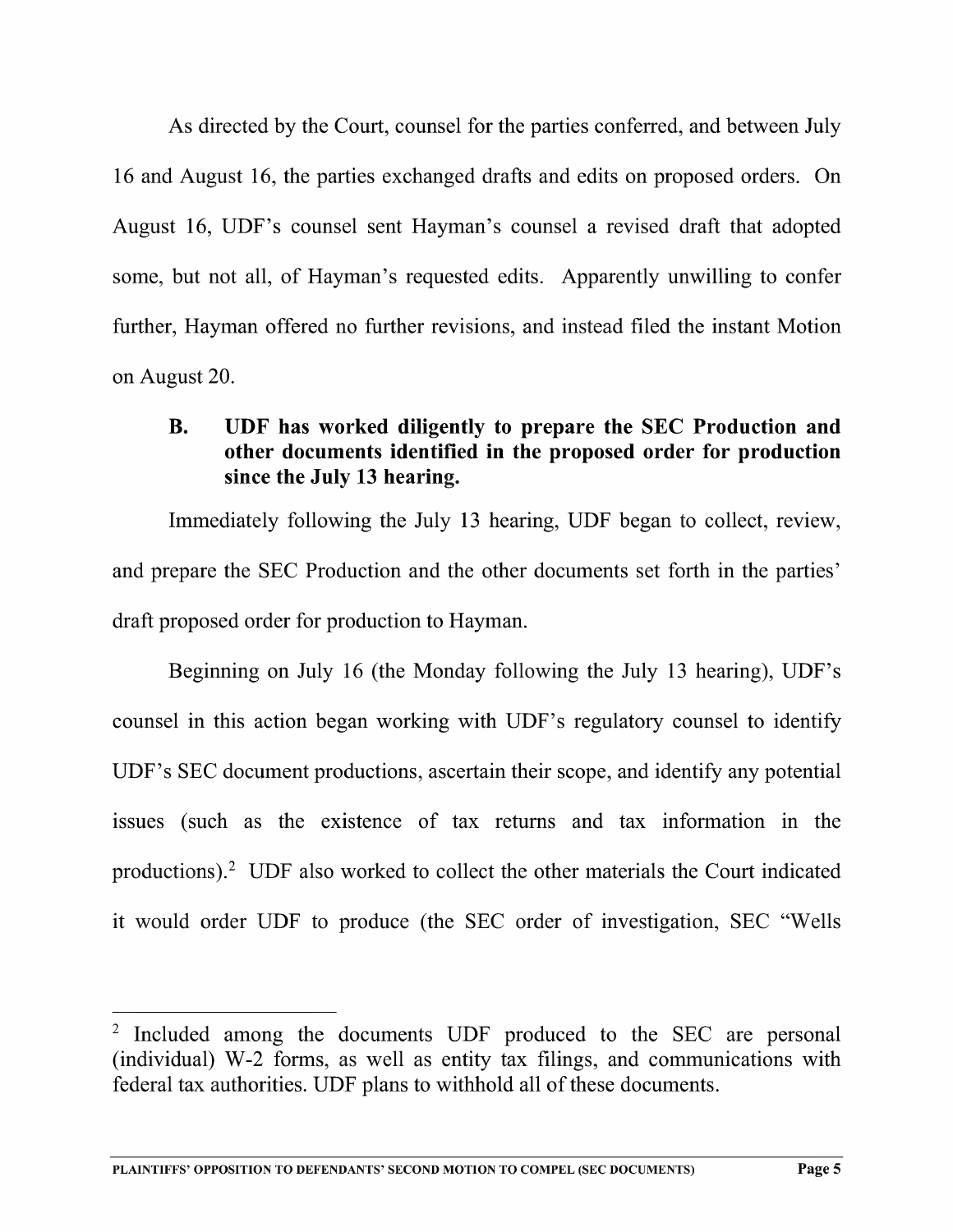As directed by the Court, counsel for the parties conferred, and between July 16 and August 16, the parties exchanged drafts and edits on proposed orders. On August 16, UDF's counsel sent Hayman's counsel a revised draft that adopted some, but not all, of Hayman's requested edits. Apparently unwilling to confer further, Hayman offered no further revisions, and instead filed the instant Motion on August 20.

### B. UDF has worked diligently to prepare the SEC Production and other documents identified in the proposed order for production since the July 13 hearing.

Immediately following the July 13 hearing, UDF began to collect, review, and prepare the SEC Production and the other documents set forth in the parties' draft proposed order for production to Hayman.

Beginning on July 16 (the Monday following the July 13 hearing), UDF's counsel in this action began working with UDF's regulatory counsel to identify UDF's SEC document productions, ascertain their scope, and identify any potential issues (such as the existence of tax returns and tax information in the productions).[2] UDF also worked to collect the other materials the Court indicated it would order UDF to produce (the SEC order of investigation, SEC "Wells

---

[2] Included among the documents UDF produced to the SEC are personal (individual) W-2 forms, as well as entity tax filings, and communications with federal tax authorities. UDF plans to withhold all of these documents.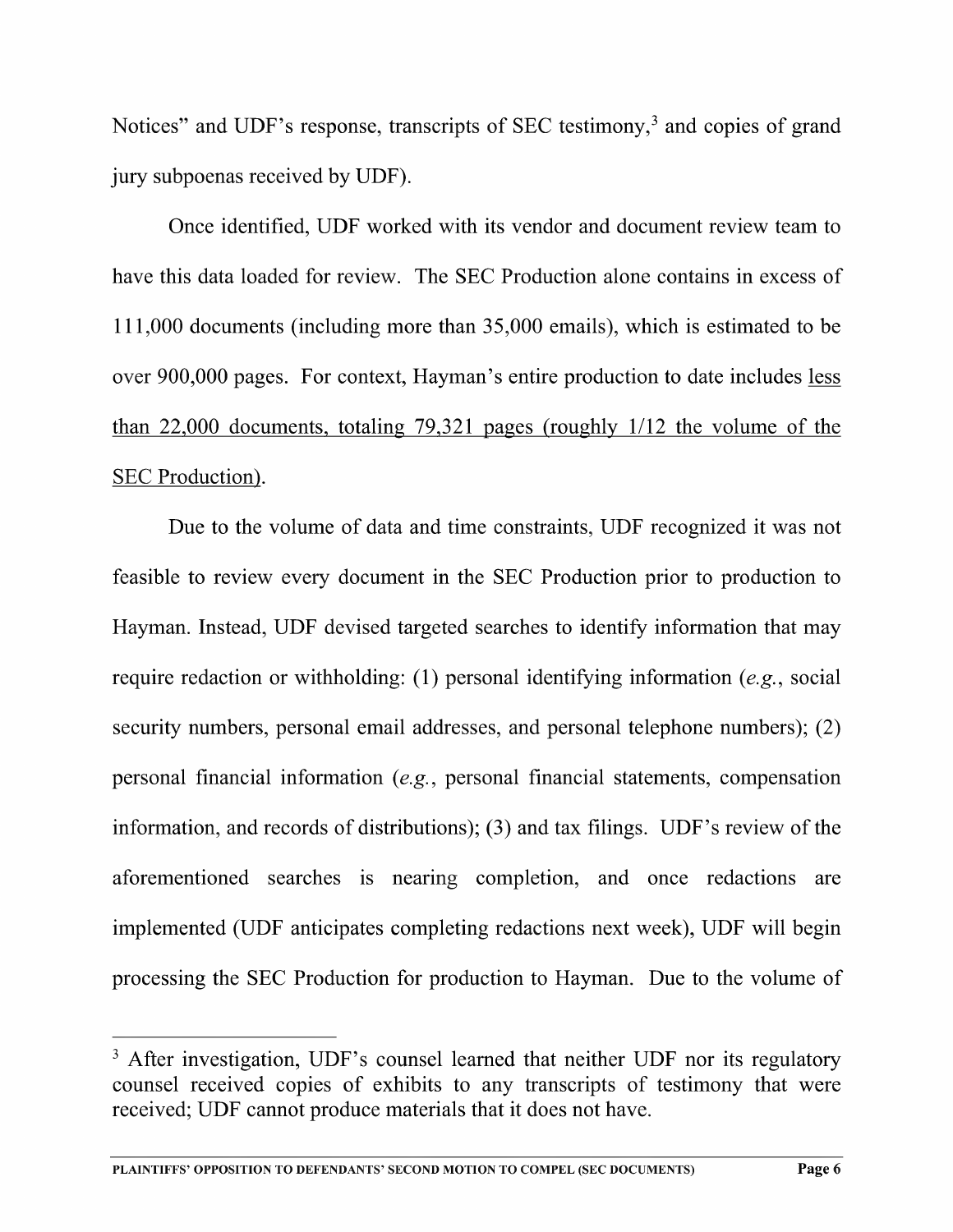Notices" and UDF's response, transcripts of SEC testimony,[3] and copies of grand jury subpoenas received by UDF).

Once identified, UDF worked with its vendor and document review team to have this data loaded for review. The SEC Production alone contains in excess of 111,000 documents (including more than 35,000 emails), which is estimated to be over 900,000 pages. For context, Hayman's entire production to date includes <u>less than 22,000 documents, totaling 79,321 pages (roughly 1/12 the volume of the SEC Production)</u>.

Due to the volume of data and time constraints, UDF recognized it was not feasible to review every document in the SEC Production prior to production to Hayman. Instead, UDF devised targeted searches to identify information that may require redaction or withholding: (1) personal identifying information (*e.g.*, social security numbers, personal email addresses, and personal telephone numbers); (2) personal financial information (*e.g.*, personal financial statements, compensation information, and records of distributions); (3) and tax filings. UDF's review of the aforementioned searches is nearing completion, and once redactions are implemented (UDF anticipates completing redactions next week), UDF will begin processing the SEC Production for production to Hayman. Due to the volume of

---

[3] After investigation, UDF's counsel learned that neither UDF nor its regulatory counsel received copies of exhibits to any transcripts of testimony that were received; UDF cannot produce materials that it does not have.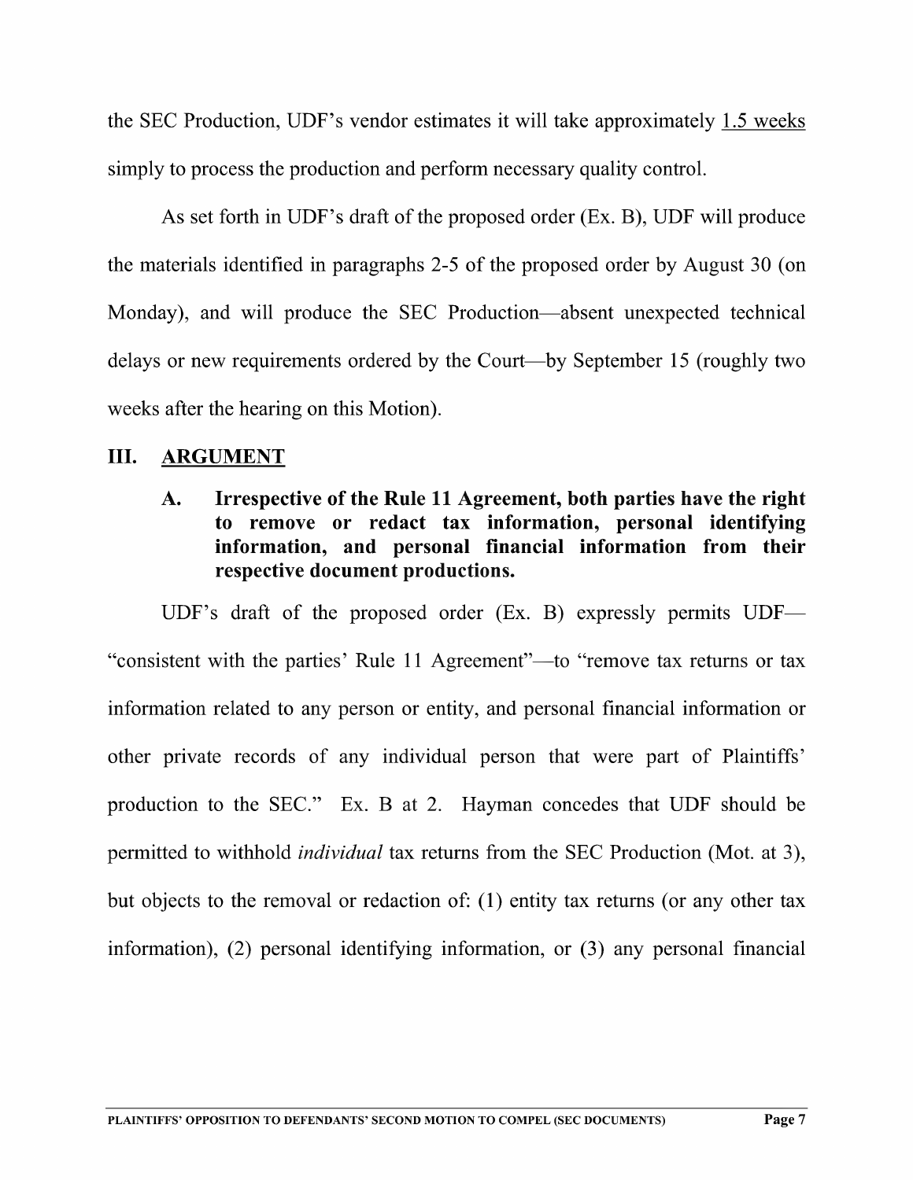the SEC Production, UDF's vendor estimates it will take approximately 1.5 weeks simply to process the production and perform necessary quality control.

As set forth in UDF's draft of the proposed order (Ex. B), UDF will produce the materials identified in paragraphs 2-5 of the proposed order by August 30 (on Monday), and will produce the SEC Production—absent unexpected technical delays or new requirements ordered by the Court—by September 15 (roughly two weeks after the hearing on this Motion).

## III. ARGUMENT

### A. Irrespective of the Rule 11 Agreement, both parties have the right to remove or redact tax information, personal identifying information, and personal financial information from their respective document productions.

UDF's draft of the proposed order (Ex. B) expressly permits UDF—"consistent with the parties' Rule 11 Agreement"—to "remove tax returns or tax information related to any person or entity, and personal financial information or other private records of any individual person that were part of Plaintiffs' production to the SEC." Ex. B at 2. Hayman concedes that UDF should be permitted to withhold *individual* tax returns from the SEC Production (Mot. at 3), but objects to the removal or redaction of: (1) entity tax returns (or any other tax information), (2) personal identifying information, or (3) any personal financial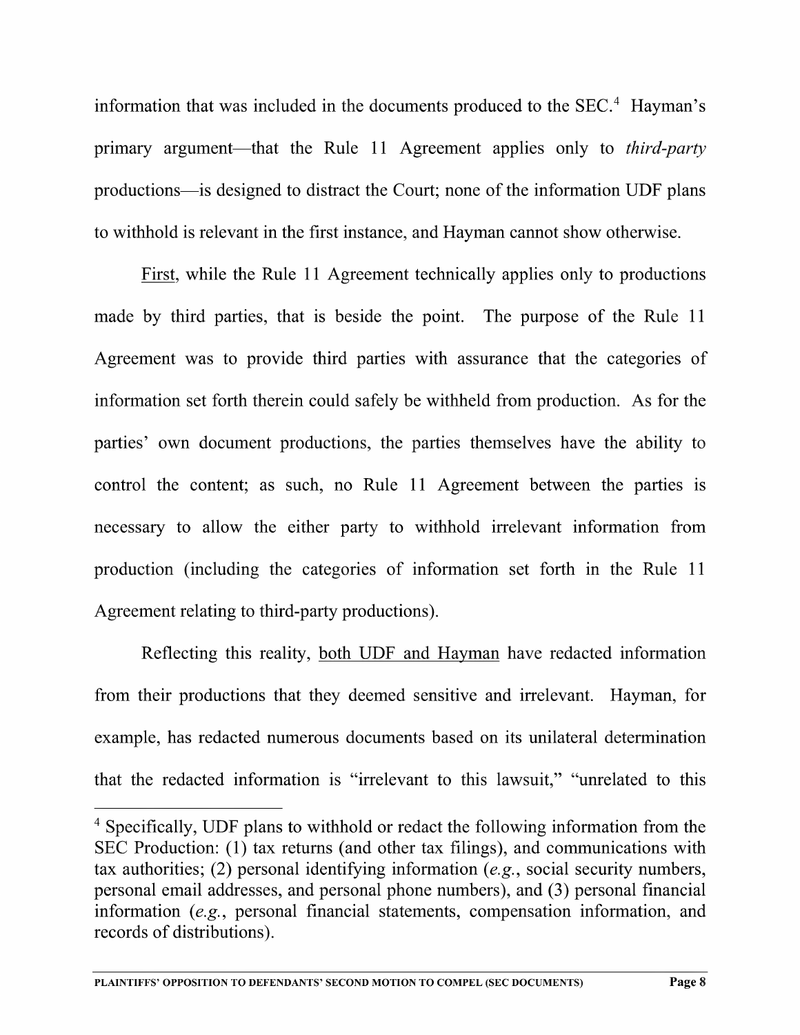information that was included in the documents produced to the SEC.[4] Hayman's primary argument—that the Rule 11 Agreement applies only to *third-party* productions—is designed to distract the Court; none of the information UDF plans to withhold is relevant in the first instance, and Hayman cannot show otherwise.

First, while the Rule 11 Agreement technically applies only to productions made by third parties, that is beside the point. The purpose of the Rule 11 Agreement was to provide third parties with assurance that the categories of information set forth therein could safely be withheld from production. As for the parties' own document productions, the parties themselves have the ability to control the content; as such, no Rule 11 Agreement between the parties is necessary to allow the either party to withhold irrelevant information from production (including the categories of information set forth in the Rule 11 Agreement relating to third-party productions).

Reflecting this reality, both UDF and Hayman have redacted information from their productions that they deemed sensitive and irrelevant. Hayman, for example, has redacted numerous documents based on its unilateral determination that the redacted information is "irrelevant to this lawsuit," "unrelated to this

---

[4] Specifically, UDF plans to withhold or redact the following information from the SEC Production: (1) tax returns (and other tax filings), and communications with tax authorities; (2) personal identifying information (*e.g.*, social security numbers, personal email addresses, and personal phone numbers), and (3) personal financial information (*e.g.*, personal financial statements, compensation information, and records of distributions).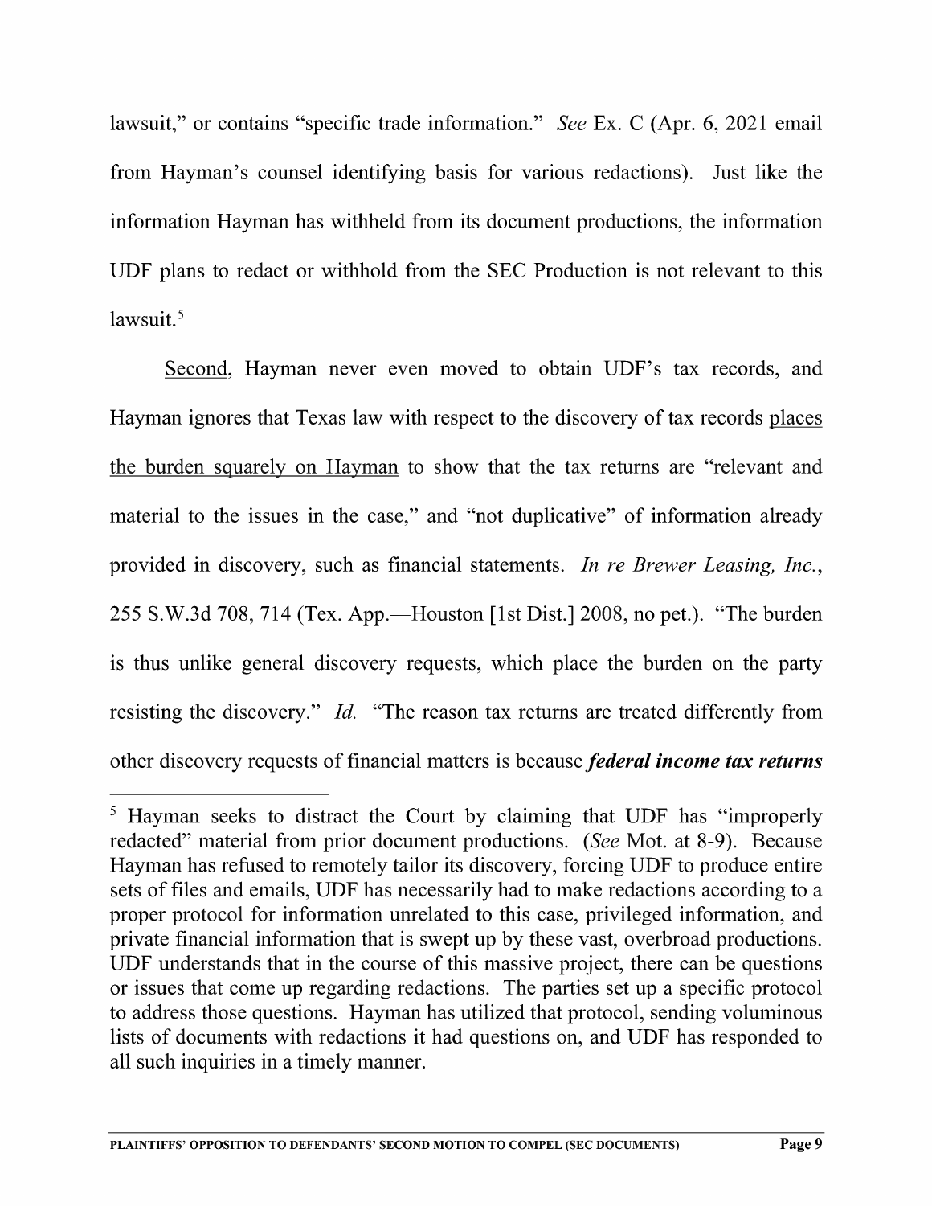lawsuit," or contains "specific trade information." *See* Ex. C (Apr. 6, 2021 email from Hayman's counsel identifying basis for various redactions). Just like the information Hayman has withheld from its document productions, the information UDF plans to redact or withhold from the SEC Production is not relevant to this lawsuit.[5]

<u>Second</u>, Hayman never even moved to obtain UDF's tax records, and Hayman ignores that Texas law with respect to the discovery of tax records <u>places the burden squarely on Hayman</u> to show that the tax returns are "relevant and material to the issues in the case," and "not duplicative" of information already provided in discovery, such as financial statements. *In re Brewer Leasing, Inc.*, 255 S.W.3d 708, 714 (Tex. App.—Houston [1st Dist.] 2008, no pet.). "The burden is thus unlike general discovery requests, which place the burden on the party resisting the discovery." *Id.* "The reason tax returns are treated differently from other discovery requests of financial matters is because ***federal income tax returns***

[5] Hayman seeks to distract the Court by claiming that UDF has "improperly redacted" material from prior document productions. (*See* Mot. at 8-9). Because Hayman has refused to remotely tailor its discovery, forcing UDF to produce entire sets of files and emails, UDF has necessarily had to make redactions according to a proper protocol for information unrelated to this case, privileged information, and private financial information that is swept up by these vast, overbroad productions. UDF understands that in the course of this massive project, there can be questions or issues that come up regarding redactions. The parties set up a specific protocol to address those questions. Hayman has utilized that protocol, sending voluminous lists of documents with redactions it had questions on, and UDF has responded to all such inquiries in a timely manner.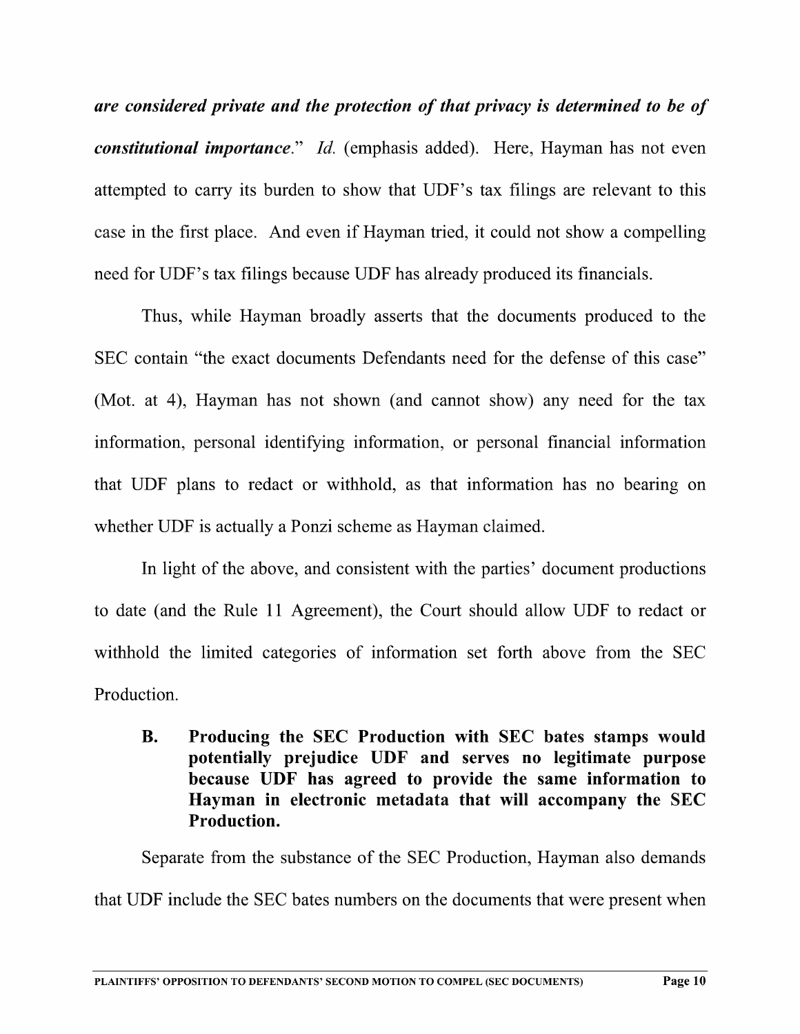***are considered private and the protection of that privacy is determined to be of constitutional importance.*** *Id.* (emphasis added). Here, Hayman has not even attempted to carry its burden to show that UDF's tax filings are relevant to this case in the first place. And even if Hayman tried, it could not show a compelling need for UDF's tax filings because UDF has already produced its financials.

Thus, while Hayman broadly asserts that the documents produced to the SEC contain "the exact documents Defendants need for the defense of this case" (Mot. at 4), Hayman has not shown (and cannot show) any need for the tax information, personal identifying information, or personal financial information that UDF plans to redact or withhold, as that information has no bearing on whether UDF is actually a Ponzi scheme as Hayman claimed.

In light of the above, and consistent with the parties' document productions to date (and the Rule 11 Agreement), the Court should allow UDF to redact or withhold the limited categories of information set forth above from the SEC Production.

### B. Producing the SEC Production with SEC bates stamps would potentially prejudice UDF and serves no legitimate purpose because UDF has agreed to provide the same information to Hayman in electronic metadata that will accompany the SEC Production.

Separate from the substance of the SEC Production, Hayman also demands that UDF include the SEC bates numbers on the documents that were present when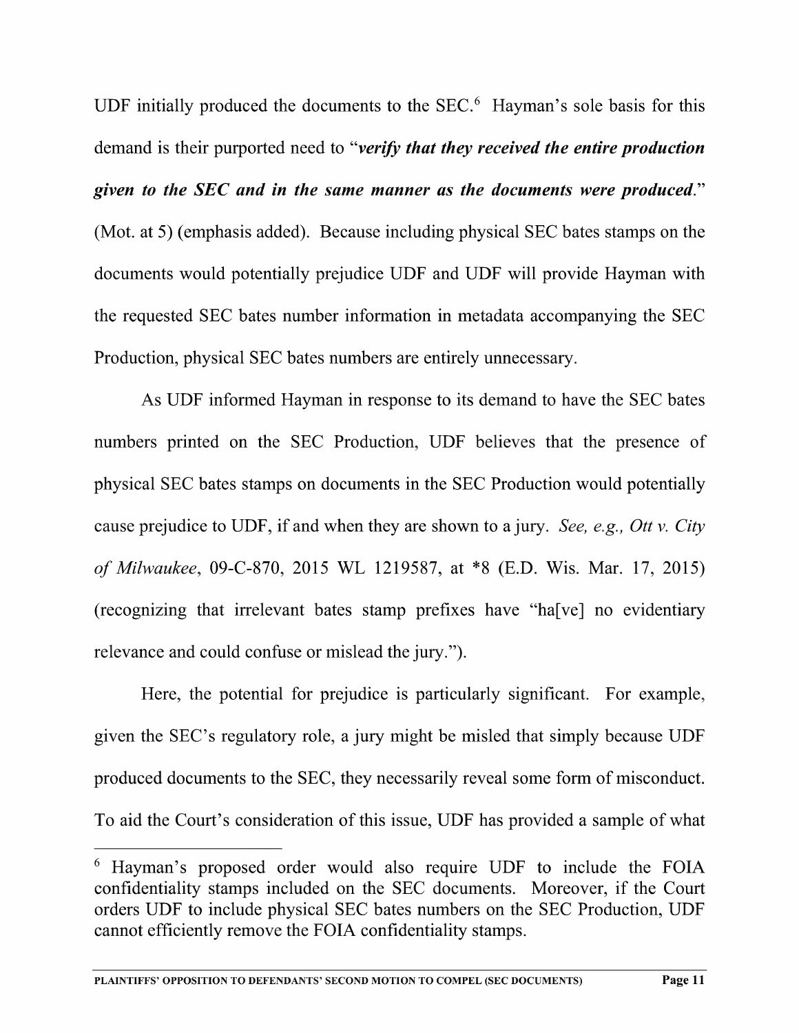UDF initially produced the documents to the SEC.[6] Hayman's sole basis for this demand is their purported need to "***verify that they received the entire production given to the SEC and in the same manner as the documents were produced***." (Mot. at 5) (emphasis added). Because including physical SEC bates stamps on the documents would potentially prejudice UDF and UDF will provide Hayman with the requested SEC bates number information in metadata accompanying the SEC Production, physical SEC bates numbers are entirely unnecessary.

As UDF informed Hayman in response to its demand to have the SEC bates numbers printed on the SEC Production, UDF believes that the presence of physical SEC bates stamps on documents in the SEC Production would potentially cause prejudice to UDF, if and when they are shown to a jury. *See, e.g., Ott v. City of Milwaukee*, 09-C-870, 2015 WL 1219587, at *8 (E.D. Wis. Mar. 17, 2015) (recognizing that irrelevant bates stamp prefixes have "ha[ve] no evidentiary relevance and could confuse or mislead the jury.").

Here, the potential for prejudice is particularly significant. For example, given the SEC's regulatory role, a jury might be misled that simply because UDF produced documents to the SEC, they necessarily reveal some form of misconduct. To aid the Court's consideration of this issue, UDF has provided a sample of what

---

[6] Hayman's proposed order would also require UDF to include the FOIA confidentiality stamps included on the SEC documents. Moreover, if the Court orders UDF to include physical SEC bates numbers on the SEC Production, UDF cannot efficiently remove the FOIA confidentiality stamps.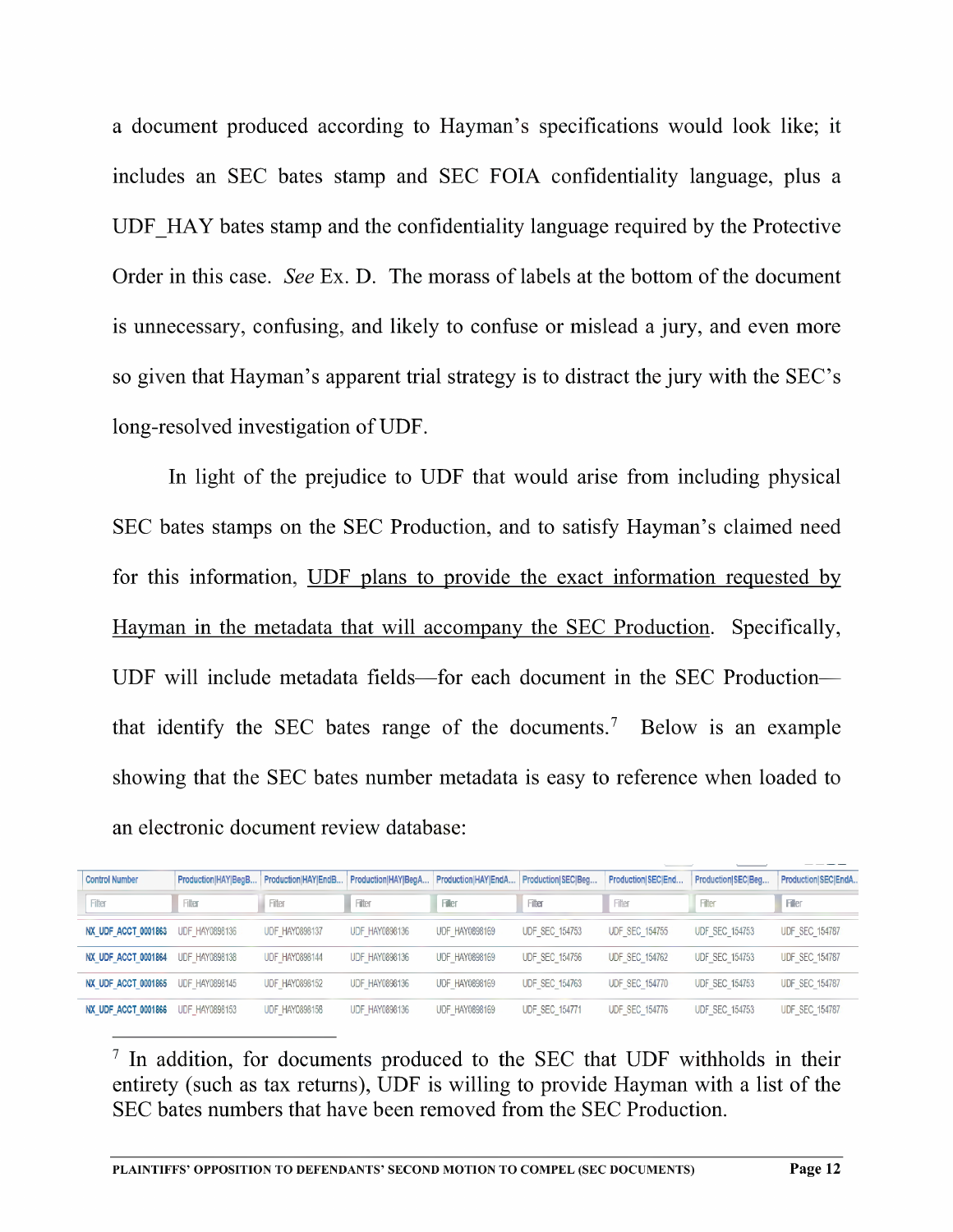a document produced according to Hayman's specifications would look like; it includes an SEC bates stamp and SEC FOIA confidentiality language, plus a UDF_HAY bates stamp and the confidentiality language required by the Protective Order in this case. *See* Ex. D. The morass of labels at the bottom of the document is unnecessary, confusing, and likely to confuse or mislead a jury, and even more so given that Hayman's apparent trial strategy is to distract the jury with the SEC's long-resolved investigation of UDF.

In light of the prejudice to UDF that would arise from including physical SEC bates stamps on the SEC Production, and to satisfy Hayman's claimed need for this information, <u>UDF plans to provide the exact information requested by Hayman in the metadata that will accompany the SEC Production</u>. Specifically, UDF will include metadata fields—for each document in the SEC Production—that identify the SEC bates range of the documents.[7] Below is an example showing that the SEC bates number metadata is easy to reference when loaded to an electronic document review database:

| Control Number | Production\|HAY\|BegB... | Production\|HAY\|EndB... | Production\|HAY\|BegA... | Production\|HAY\|EndA... | Production\|SEC\|Beg... | Production\|SEC\|End... | Production\|SEC\|Beg... | Production\|SEC\|EndA... |
|---|---|---|---|---|---|---|---|---|
| Filter | Filter | Filter | Filter | Filter | Filter | Filter | Filter | Filter |
| NX_UDF_ACCT_0001863 | UDF_HAY0898136 | UDF_HAY0898137 | UDF_HAY0898136 | UDF_HAY0898169 | UDF_SEC_154753 | UDF_SEC_154755 | UDF_SEC_154753 | UDF_SEC_154787 |
| NX_UDF_ACCT_0001864 | UDF_HAY0898138 | UDF_HAY0898144 | UDF_HAY0898136 | UDF_HAY0898169 | UDF_SEC_154756 | UDF_SEC_154762 | UDF_SEC_154753 | UDF_SEC_154787 |
| NX_UDF_ACCT_0001865 | UDF_HAY0898145 | UDF_HAY0898152 | UDF_HAY0898136 | UDF_HAY0898169 | UDF_SEC_154763 | UDF_SEC_154770 | UDF_SEC_154753 | UDF_SEC_154787 |
| NX_UDF_ACCT_0001866 | UDF_HAY0898153 | UDF_HAY0898158 | UDF_HAY0898136 | UDF_HAY0898169 | UDF_SEC_154771 | UDF_SEC_154776 | UDF_SEC_154753 | UDF_SEC_154787 |

[7] In addition, for documents produced to the SEC that UDF withholds in their entirety (such as tax returns), UDF is willing to provide Hayman with a list of the SEC bates numbers that have been removed from the SEC Production.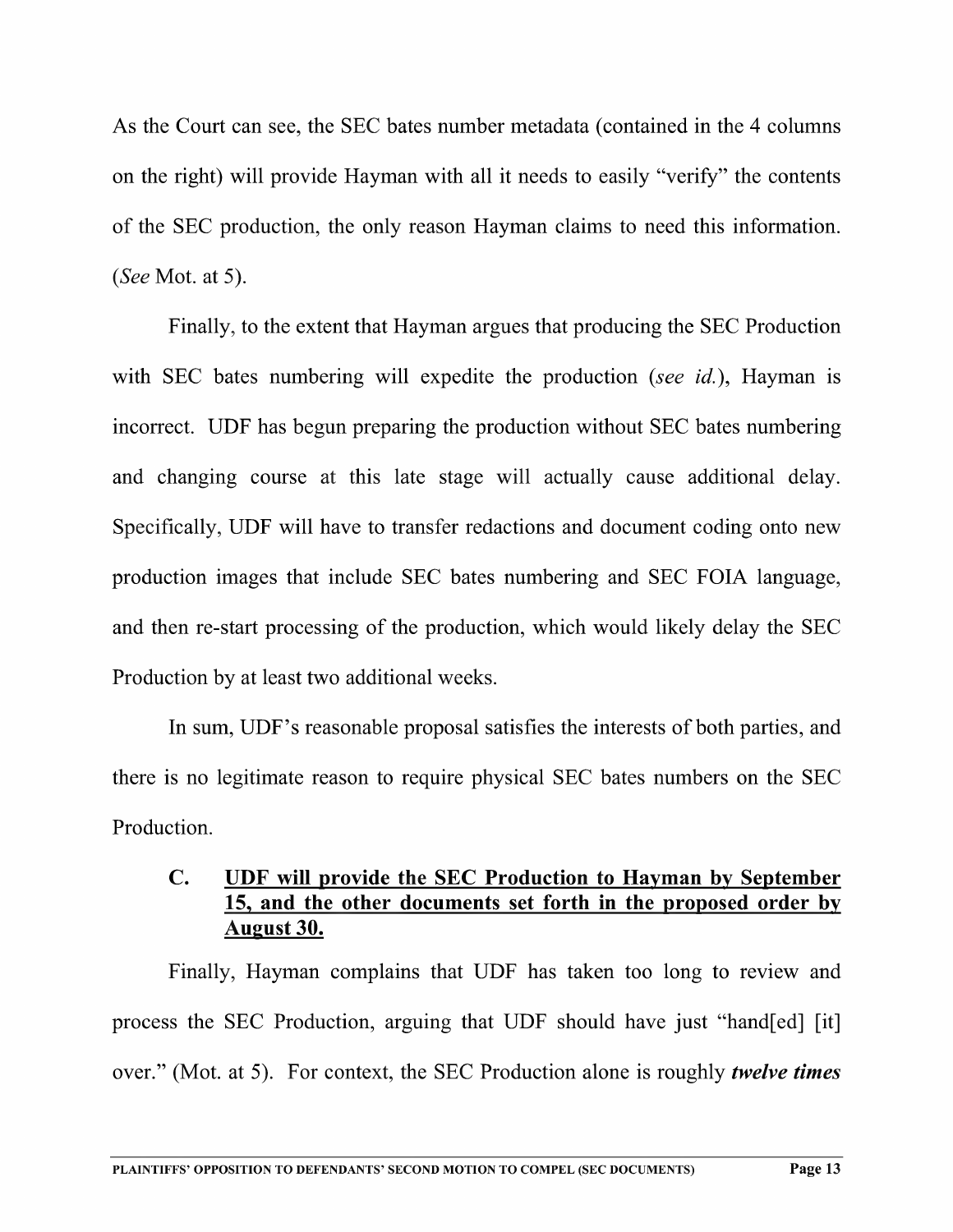As the Court can see, the SEC bates number metadata (contained in the 4 columns on the right) will provide Hayman with all it needs to easily "verify" the contents of the SEC production, the only reason Hayman claims to need this information. (*See* Mot. at 5).

Finally, to the extent that Hayman argues that producing the SEC Production with SEC bates numbering will expedite the production (*see id.*), Hayman is incorrect. UDF has begun preparing the production without SEC bates numbering and changing course at this late stage will actually cause additional delay. Specifically, UDF will have to transfer redactions and document coding onto new production images that include SEC bates numbering and SEC FOIA language, and then re-start processing of the production, which would likely delay the SEC Production by at least two additional weeks.

In sum, UDF's reasonable proposal satisfies the interests of both parties, and there is no legitimate reason to require physical SEC bates numbers on the SEC Production.

### C. UDF will provide the SEC Production to Hayman by September 15, and the other documents set forth in the proposed order by August 30.

Finally, Hayman complains that UDF has taken too long to review and process the SEC Production, arguing that UDF should have just "hand[ed] [it] over." (Mot. at 5). For context, the SEC Production alone is roughly ***twelve times***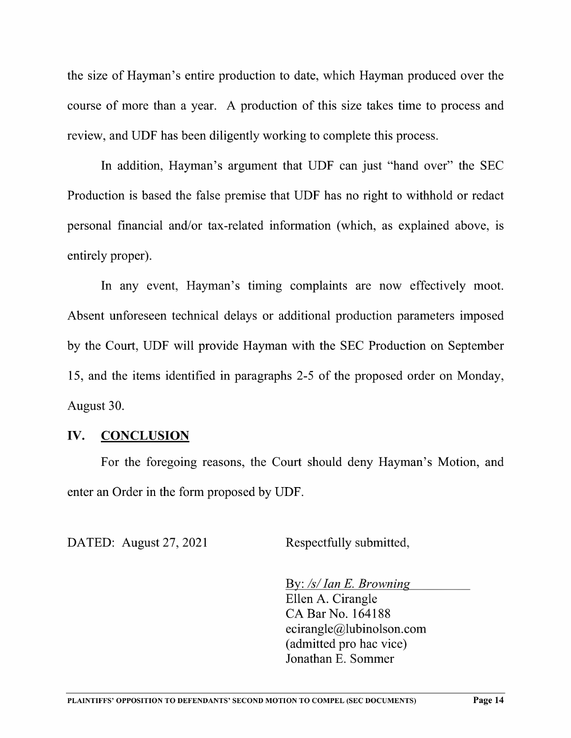the size of Hayman's entire production to date, which Hayman produced over the course of more than a year. A production of this size takes time to process and review, and UDF has been diligently working to complete this process.

In addition, Hayman's argument that UDF can just "hand over" the SEC Production is based the false premise that UDF has no right to withhold or redact personal financial and/or tax-related information (which, as explained above, is entirely proper).

In any event, Hayman's timing complaints are now effectively moot. Absent unforeseen technical delays or additional production parameters imposed by the Court, UDF will provide Hayman with the SEC Production on September 15, and the items identified in paragraphs 2-5 of the proposed order on Monday, August 30.

## IV. CONCLUSION

For the foregoing reasons, the Court should deny Hayman's Motion, and enter an Order in the form proposed by UDF.

DATED: August 27, 2021

Respectfully submitted,

By: */s/ Ian E. Browning*
Ellen A. Cirangle
CA Bar No. 164188
ecirangle@lubinolson.com
(admitted pro hac vice)
Jonathan E. Sommer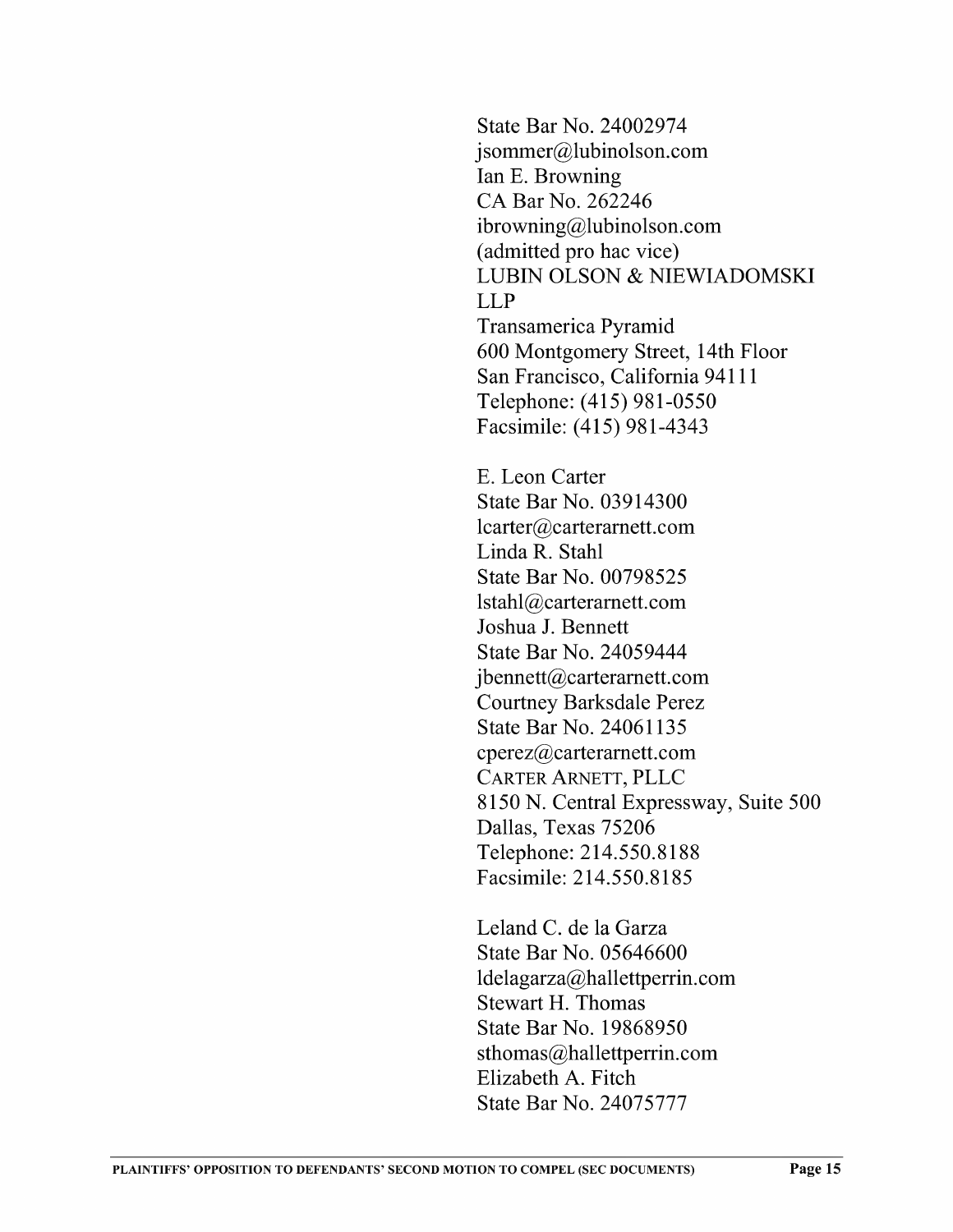State Bar No. 24002974
jsommer@lubinolson.com
Ian E. Browning
CA Bar No. 262246
ibrowning@lubinolson.com
(admitted pro hac vice)
LUBIN OLSON & NIEWIADOMSKI LLP
Transamerica Pyramid
600 Montgomery Street, 14th Floor
San Francisco, California 94111
Telephone: (415) 981-0550
Facsimile: (415) 981-4343

E. Leon Carter
State Bar No. 03914300
lcarter@carterarnett.com
Linda R. Stahl
State Bar No. 00798525
lstahl@carterarnett.com
Joshua J. Bennett
State Bar No. 24059444
jbennett@carterarnett.com
Courtney Barksdale Perez
State Bar No. 24061135
cperez@carterarnett.com
CARTER ARNETT, PLLC
8150 N. Central Expressway, Suite 500
Dallas, Texas 75206
Telephone: 214.550.8188
Facsimile: 214.550.8185

Leland C. de la Garza
State Bar No. 05646600
ldelagarza@hallettperrin.com
Stewart H. Thomas
State Bar No. 19868950
sthomas@hallettperrin.com
Elizabeth A. Fitch
State Bar No. 24075777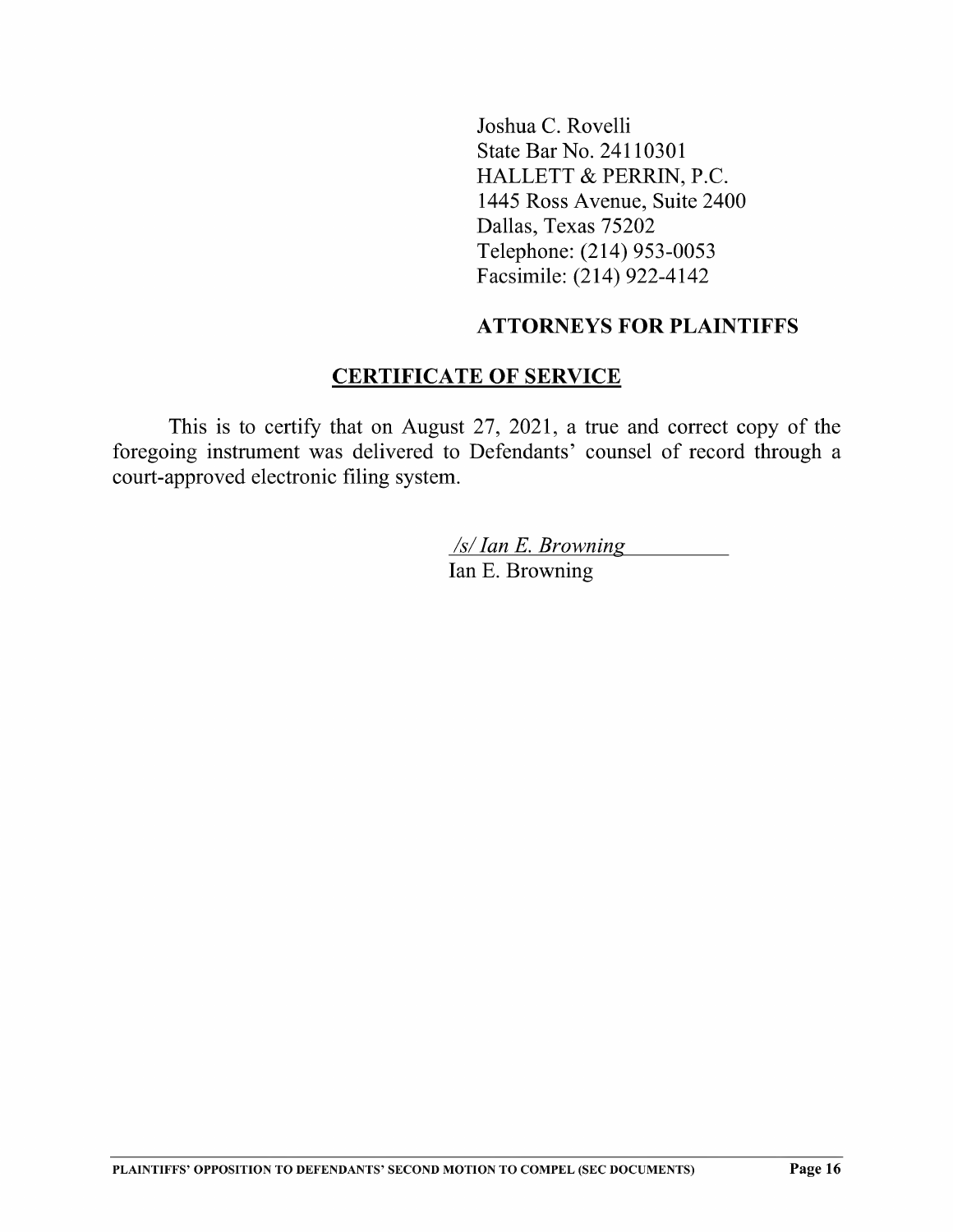Joshua C. Rovelli
State Bar No. 24110301
HALLETT & PERRIN, P.C.
1445 Ross Avenue, Suite 2400
Dallas, Texas 75202
Telephone: (214) 953-0053
Facsimile: (214) 922-4142

**ATTORNEYS FOR PLAINTIFFS**

## CERTIFICATE OF SERVICE

This is to certify that on August 27, 2021, a true and correct copy of the foregoing instrument was delivered to Defendants' counsel of record through a court-approved electronic filing system.

*/s/ Ian E. Browning*
Ian E. Browning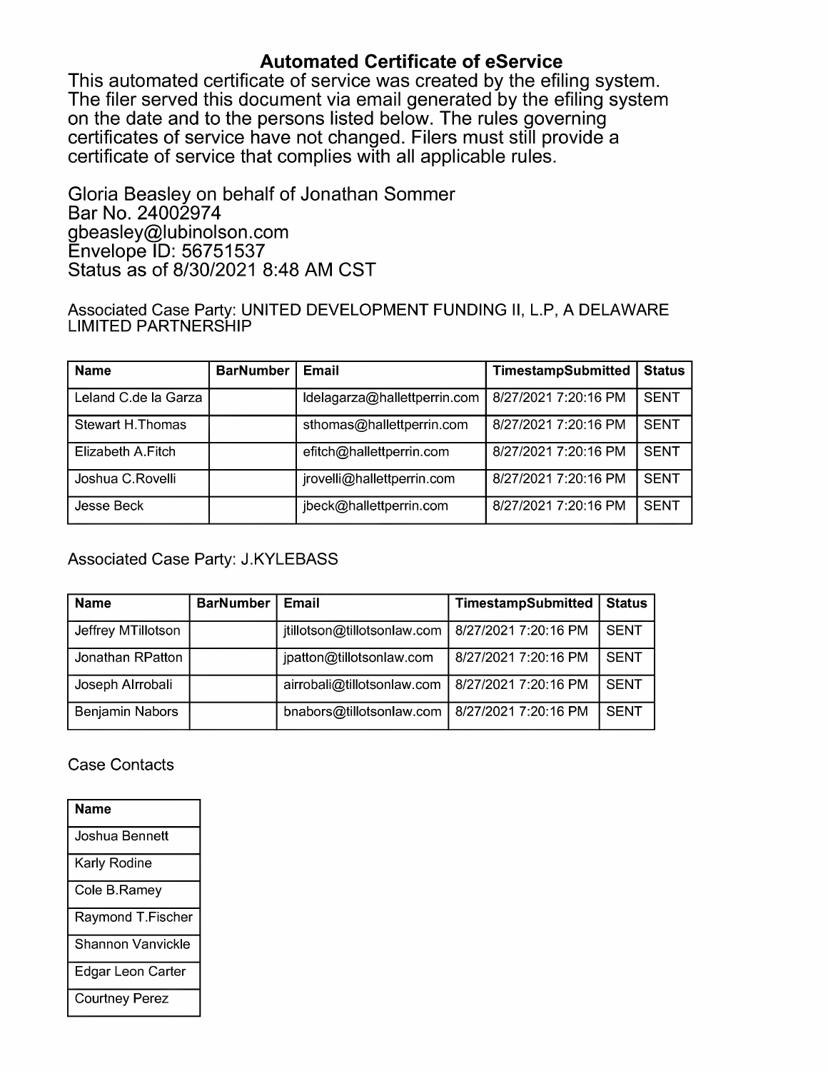# Automated Certificate of eService

This automated certificate of service was created by the efiling system. The filer served this document via email generated by the efiling system on the date and to the persons listed below. The rules governing certificates of service have not changed. Filers must still provide a certificate of service that complies with all applicable rules.

Gloria Beasley on behalf of Jonathan Sommer
Bar No. 24002974
gbeasley@lubinolson.com
Envelope ID: 56751537
Status as of 8/30/2021 8:48 AM CST

Associated Case Party: UNITED DEVELOPMENT FUNDING II, L.P, A DELAWARE LIMITED PARTNERSHIP

| Name | BarNumber | Email | TimestampSubmitted | Status |
|---|---|---|---|---|
| Leland C.de la Garza | | ldelagarza@hallettperrin.com | 8/27/2021 7:20:16 PM | SENT |
| Stewart H.Thomas | | sthomas@hallettperrin.com | 8/27/2021 7:20:16 PM | SENT |
| Elizabeth A.Fitch | | efitch@hallettperrin.com | 8/27/2021 7:20:16 PM | SENT |
| Joshua C.Rovelli | | jrovelli@hallettperrin.com | 8/27/2021 7:20:16 PM | SENT |
| Jesse Beck | | jbeck@hallettperrin.com | 8/27/2021 7:20:16 PM | SENT |

Associated Case Party: J.KYLEBASS

| Name | BarNumber | Email | TimestampSubmitted | Status |
|---|---|---|---|---|
| Jeffrey MTillotson | | jtillotson@tillotsonlaw.com | 8/27/2021 7:20:16 PM | SENT |
| Jonathan RPatton | | jpatton@tillotsonlaw.com | 8/27/2021 7:20:16 PM | SENT |
| Joseph AIrrobali | | airrobali@tillotsonlaw.com | 8/27/2021 7:20:16 PM | SENT |
| Benjamin Nabors | | bnabors@tillotsonlaw.com | 8/27/2021 7:20:16 PM | SENT |

Case Contacts

| Name |
|---|
| Joshua Bennett |
| Karly Rodine |
| Cole B.Ramey |
| Raymond T.Fischer |
| Shannon Vanvickle |
| Edgar Leon Carter |
| Courtney Perez |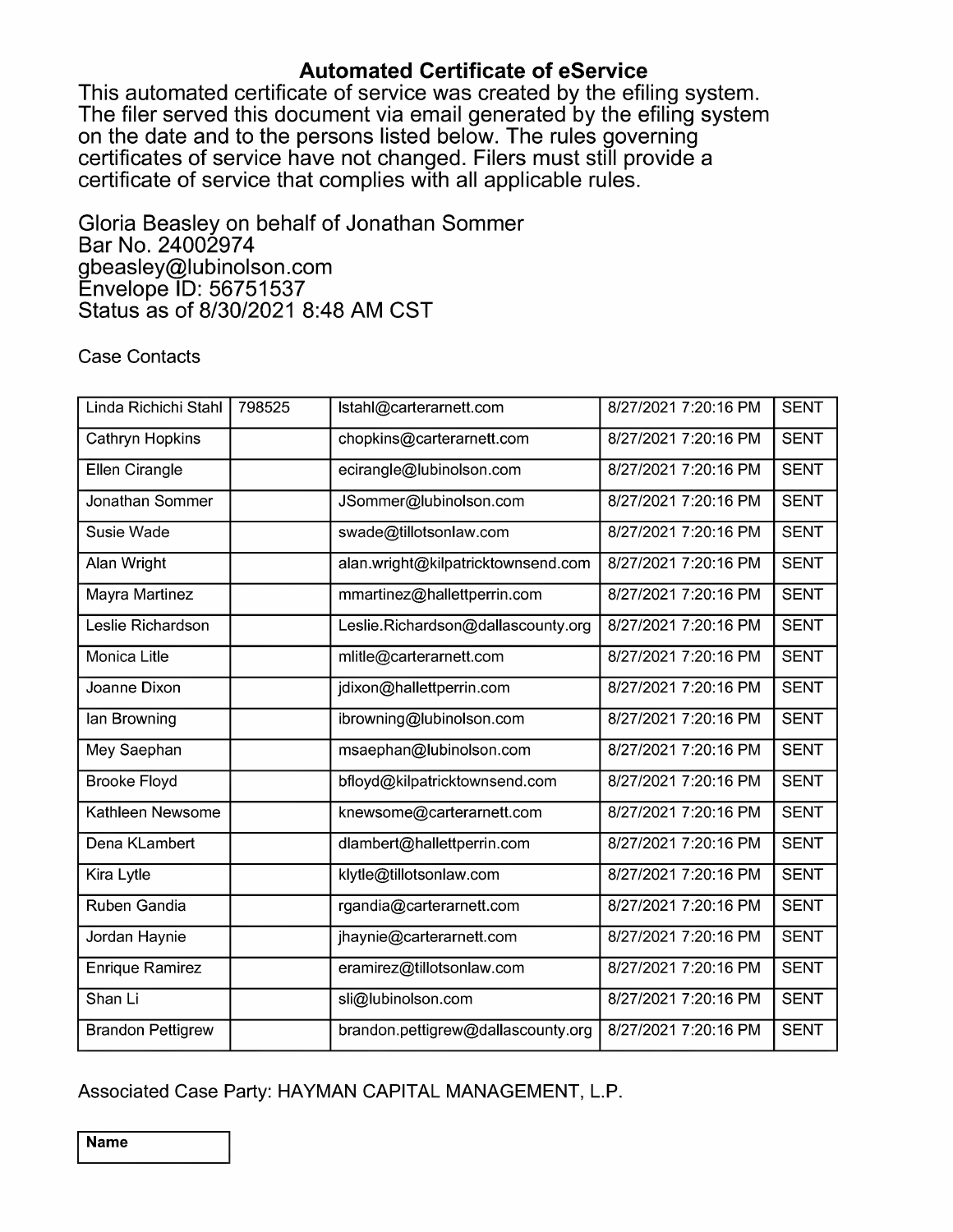## Automated Certificate of eService

This automated certificate of service was created by the efiling system. The filer served this document via email generated by the efiling system on the date and to the persons listed below. The rules governing certificates of service have not changed. Filers must still provide a certificate of service that complies with all applicable rules.

Gloria Beasley on behalf of Jonathan Sommer
Bar No. 24002974
gbeasley@lubinolson.com
Envelope ID: 56751537
Status as of 8/30/2021 8:48 AM CST

Case Contacts

| | | | | |
|---|---|---|---|---|
| Linda Richichi Stahl | 798525 | lstahl@carterarnett.com | 8/27/2021 7:20:16 PM | SENT |
| Cathryn Hopkins | | chopkins@carterarnett.com | 8/27/2021 7:20:16 PM | SENT |
| Ellen Cirangle | | ecirangle@lubinolson.com | 8/27/2021 7:20:16 PM | SENT |
| Jonathan Sommer | | JSommer@lubinolson.com | 8/27/2021 7:20:16 PM | SENT |
| Susie Wade | | swade@tillotsonlaw.com | 8/27/2021 7:20:16 PM | SENT |
| Alan Wright | | alan.wright@kilpatricktownsend.com | 8/27/2021 7:20:16 PM | SENT |
| Mayra Martinez | | mmartinez@hallettperrin.com | 8/27/2021 7:20:16 PM | SENT |
| Leslie Richardson | | Leslie.Richardson@dallascounty.org | 8/27/2021 7:20:16 PM | SENT |
| Monica Litle | | mlitle@carterarnett.com | 8/27/2021 7:20:16 PM | SENT |
| Joanne Dixon | | jdixon@hallettperrin.com | 8/27/2021 7:20:16 PM | SENT |
| Ian Browning | | ibrowning@lubinolson.com | 8/27/2021 7:20:16 PM | SENT |
| Mey Saephan | | msaephan@lubinolson.com | 8/27/2021 7:20:16 PM | SENT |
| Brooke Floyd | | bfloyd@kilpatricktownsend.com | 8/27/2021 7:20:16 PM | SENT |
| Kathleen Newsome | | knewsome@carterarnett.com | 8/27/2021 7:20:16 PM | SENT |
| Dena KLambert | | dlambert@hallettperrin.com | 8/27/2021 7:20:16 PM | SENT |
| Kira Lytle | | klytle@tillotsonlaw.com | 8/27/2021 7:20:16 PM | SENT |
| Ruben Gandia | | rgandia@carterarnett.com | 8/27/2021 7:20:16 PM | SENT |
| Jordan Haynie | | jhaynie@carterarnett.com | 8/27/2021 7:20:16 PM | SENT |
| Enrique Ramirez | | eramirez@tillotsonlaw.com | 8/27/2021 7:20:16 PM | SENT |
| Shan Li | | sli@lubinolson.com | 8/27/2021 7:20:16 PM | SENT |
| Brandon Pettigrew | | brandon.pettigrew@dallascounty.org | 8/27/2021 7:20:16 PM | SENT |

Associated Case Party: HAYMAN CAPITAL MANAGEMENT, L.P.

| Name |
|---|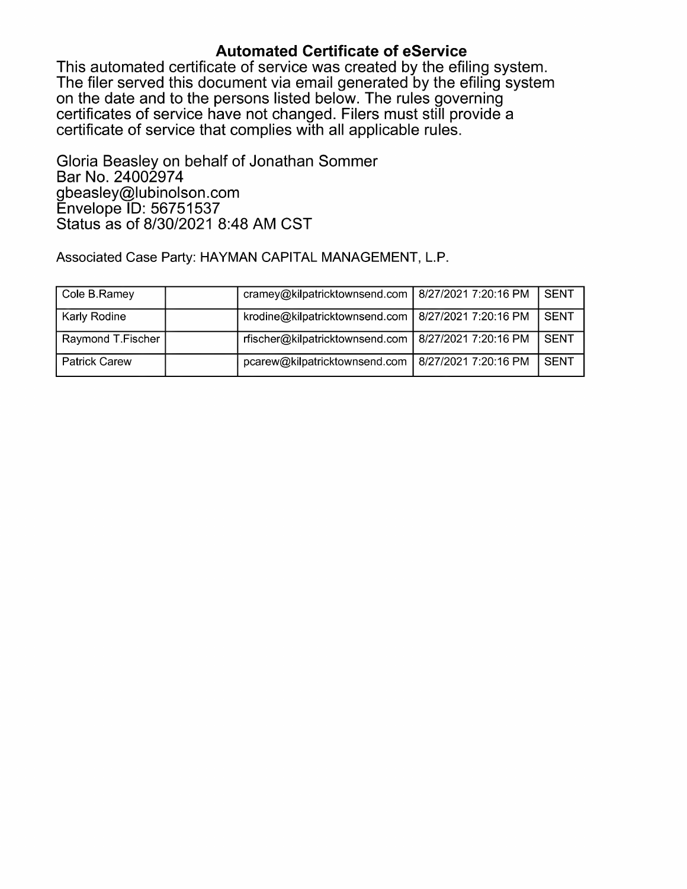**Automated Certificate of eService**

This automated certificate of service was created by the efiling system. The filer served this document via email generated by the efiling system on the date and to the persons listed below. The rules governing certificates of service have not changed. Filers must still provide a certificate of service that complies with all applicable rules.

Gloria Beasley on behalf of Jonathan Sommer
Bar No. 24002974
gbeasley@lubinolson.com
Envelope ID: 56751537
Status as of 8/30/2021 8:48 AM CST

Associated Case Party: HAYMAN CAPITAL MANAGEMENT, L.P.

| | | | | |
|---|---|---|---|---|
| Cole B.Ramey | | cramey@kilpatricktownsend.com | 8/27/2021 7:20:16 PM | SENT |
| Karly Rodine | | krodine@kilpatricktownsend.com | 8/27/2021 7:20:16 PM | SENT |
| Raymond T.Fischer | | rfischer@kilpatricktownsend.com | 8/27/2021 7:20:16 PM | SENT |
| Patrick Carew | | pcarew@kilpatricktownsend.com | 8/27/2021 7:20:16 PM | SENT |